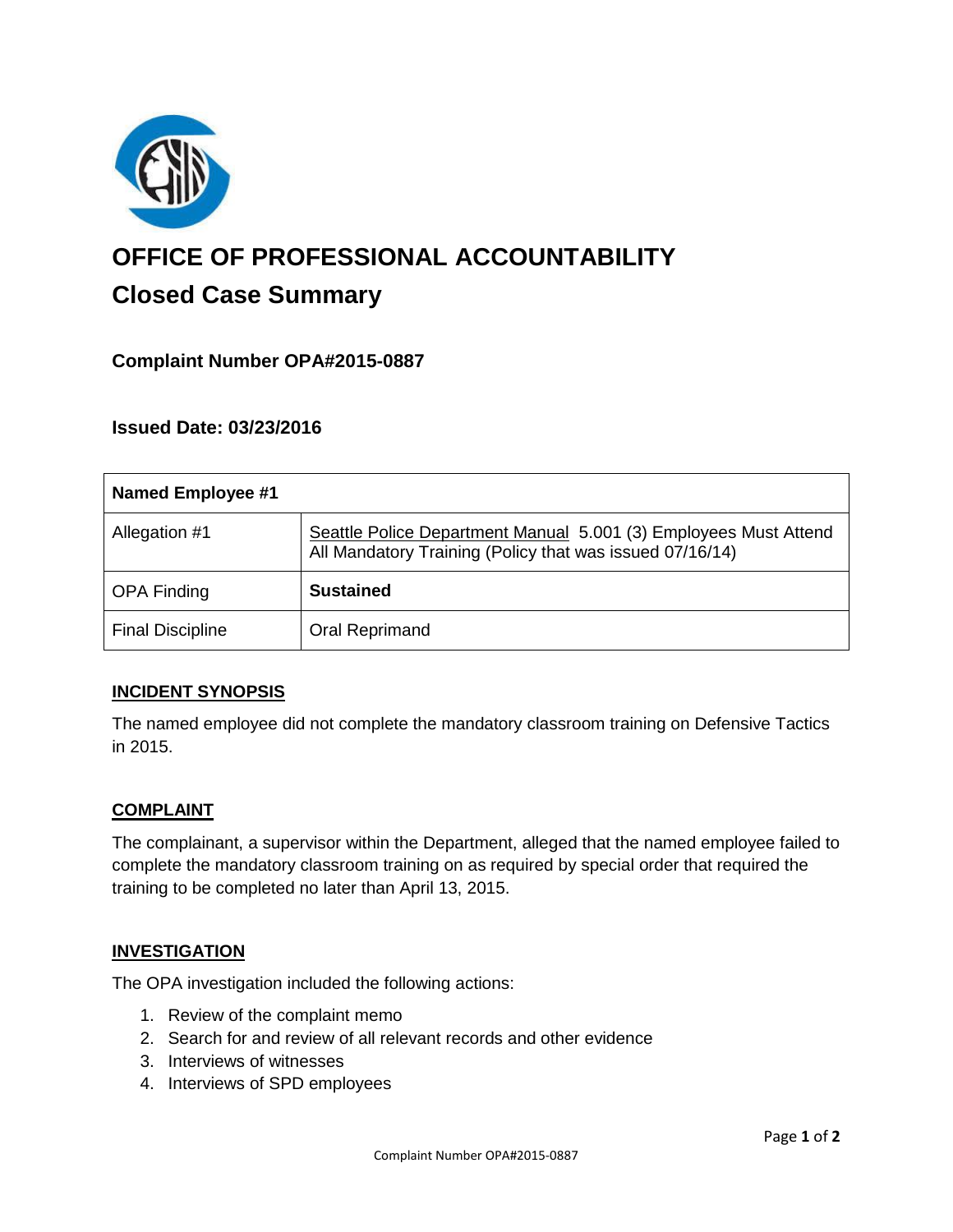# OFFICE OF PROFESSIONAL ACCOUNTABILITY

## Closed Case Summary

### Complaint Number OPA#2015-0887

### Issued Date: 03/23/2016

| Named Employee #1 | |
|---|---|
| Allegation #1 | Seattle Police Department Manual 5.001 (3) Employees Must Attend All Mandatory Training (Policy that was issued 07/16/14) |
| OPA Finding | **Sustained** |
| Final Discipline | Oral Reprimand |

**INCIDENT SYNOPSIS**

The named employee did not complete the mandatory classroom training on Defensive Tactics in 2015.

**COMPLAINT**

The complainant, a supervisor within the Department, alleged that the named employee failed to complete the mandatory classroom training on as required by special order that required the training to be completed no later than April 13, 2015.

**INVESTIGATION**

The OPA investigation included the following actions:

1. Review of the complaint memo
2. Search for and review of all relevant records and other evidence
3. Interviews of witnesses
4. Interviews of SPD employees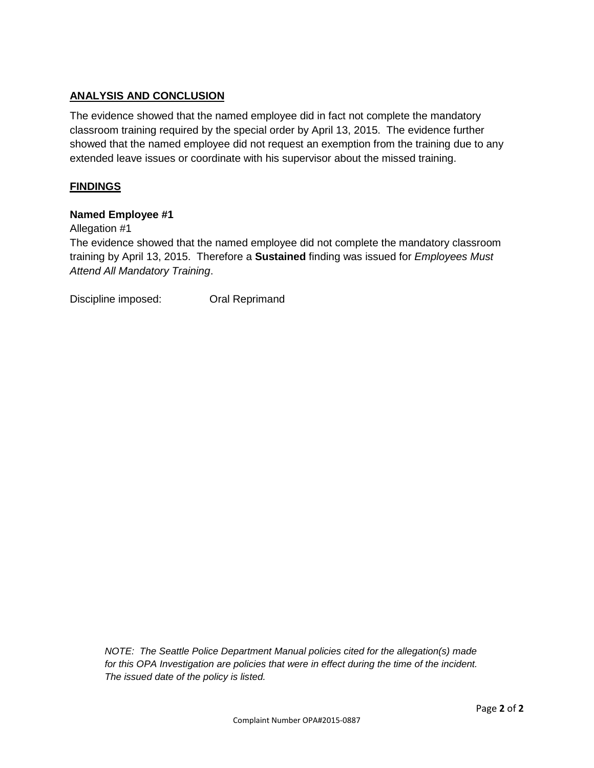## ANALYSIS AND CONCLUSION

The evidence showed that the named employee did in fact not complete the mandatory classroom training required by the special order by April 13, 2015. The evidence further showed that the named employee did not request an exemption from the training due to any extended leave issues or coordinate with his supervisor about the missed training.

## FINDINGS

**Named Employee #1**

Allegation #1

The evidence showed that the named employee did not complete the mandatory classroom training by April 13, 2015. Therefore a **Sustained** finding was issued for *Employees Must Attend All Mandatory Training*.

Discipline imposed: Oral Reprimand

*NOTE: The Seattle Police Department Manual policies cited for the allegation(s) made for this OPA Investigation are policies that were in effect during the time of the incident. The issued date of the policy is listed.*

Complaint Number OPA#2015-0887